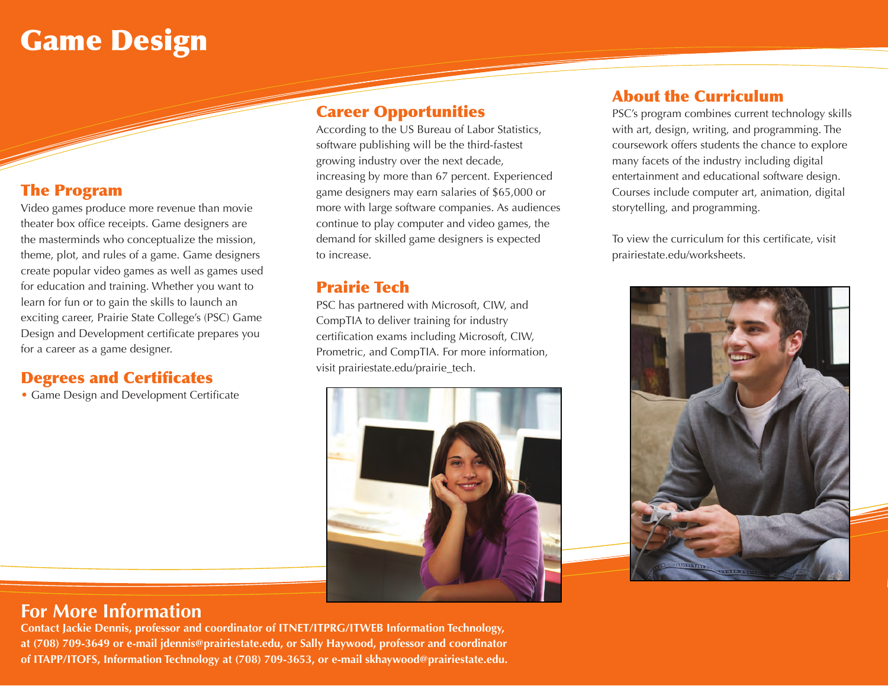# Game Design

## The Program

Video games produce more revenue than movie theater box office receipts. Game designers are the masterminds who conceptualize the mission, theme, plot, and rules of a game. Game designers create popular video games as well as games used for education and training. Whether you want to learn for fun or to gain the skills to launch an exciting career, Prairie State College's (PSC) Game Design and Development certificate prepares you for a career as a game designer.

## Degrees and Certificates

- Game Design and Development Certificate

## Career Opportunities

According to the US Bureau of Labor Statistics, software publishing will be the third-fastest growing industry over the next decade, increasing by more than 67 percent. Experienced game designers may earn salaries of $65,000 or more with large software companies. As audiences continue to play computer and video games, the demand for skilled game designers is expected to increase.

## Prairie Tech

PSC has partnered with Microsoft, CIW, and CompTIA to deliver training for industry certification exams including Microsoft, CIW, Prometric, and CompTIA. For more information, visit prairiestate.edu/prairie_tech.

## About the Curriculum

PSC's program combines current technology skills with art, design, writing, and programming. The coursework offers students the chance to explore many facets of the industry including digital entertainment and educational software design. Courses include computer art, animation, digital storytelling, and programming.

To view the curriculum for this certificate, visit prairiestate.edu/worksheets.

## For More Information

**Contact Jackie Dennis, professor and coordinator of ITNET/ITPRG/ITWEB Information Technology, at (708) 709-3649 or e-mail jdennis@prairiestate.edu, or Sally Haywood, professor and coordinator of ITAPP/ITOFS, Information Technology at (708) 709-3653, or e-mail skhaywood@prairiestate.edu.**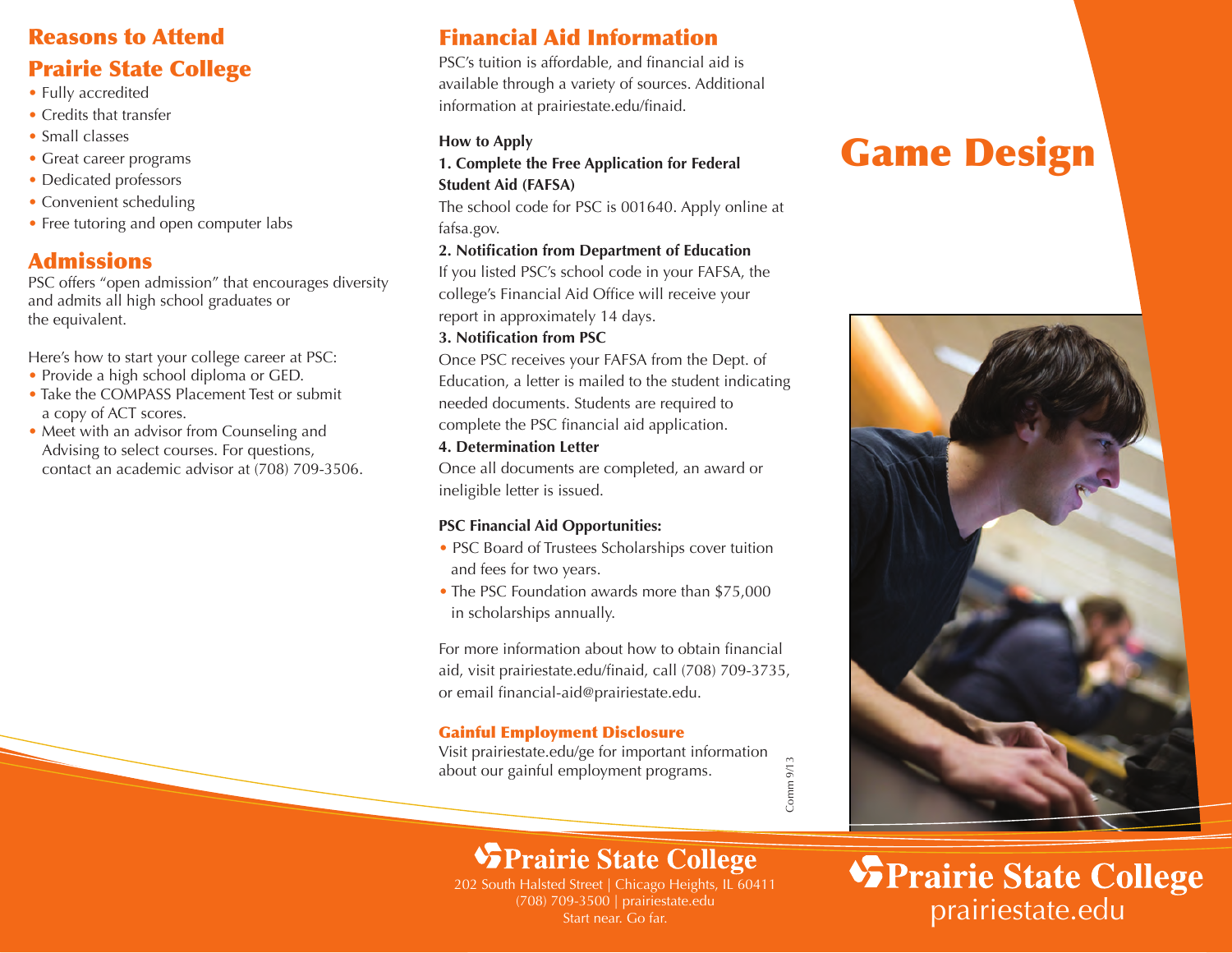## Reasons to Attend Prairie State College

- Fully accredited
- Credits that transfer
- Small classes
- Great career programs
- Dedicated professors
- Convenient scheduling
- Free tutoring and open computer labs

## Admissions

PSC offers "open admission" that encourages diversity and admits all high school graduates or the equivalent.

Here's how to start your college career at PSC:

- Provide a high school diploma or GED.
- Take the COMPASS Placement Test or submit a copy of ACT scores.
- Meet with an advisor from Counseling and Advising to select courses. For questions, contact an academic advisor at (708) 709-3506.

## Financial Aid Information

PSC's tuition is affordable, and financial aid is available through a variety of sources. Additional information at prairiestate.edu/finaid.

**How to Apply**

**1. Complete the Free Application for Federal Student Aid (FAFSA)**

The school code for PSC is 001640. Apply online at fafsa.gov.

**2. Notification from Department of Education**

If you listed PSC's school code in your FAFSA, the college's Financial Aid Office will receive your report in approximately 14 days.

**3. Notification from PSC**

Once PSC receives your FAFSA from the Dept. of Education, a letter is mailed to the student indicating needed documents. Students are required to complete the PSC financial aid application.

**4. Determination Letter**

Once all documents are completed, an award or ineligible letter is issued.

**PSC Financial Aid Opportunities:**

- PSC Board of Trustees Scholarships cover tuition and fees for two years.
- The PSC Foundation awards more than $75,000 in scholarships annually.

For more information about how to obtain financial aid, visit prairiestate.edu/finaid, call (708) 709-3735, or email financial-aid@prairiestate.edu.

### Gainful Employment Disclosure

Visit prairiestate.edu/ge for important information about our gainful employment programs.

Comm 9/13

**Prairie State College**
202 South Halsted Street | Chicago Heights, IL 60411
(708) 709-3500 | prairiestate.edu
Start near. Go far.

# Game Design

**Prairie State College**
prairiestate.edu